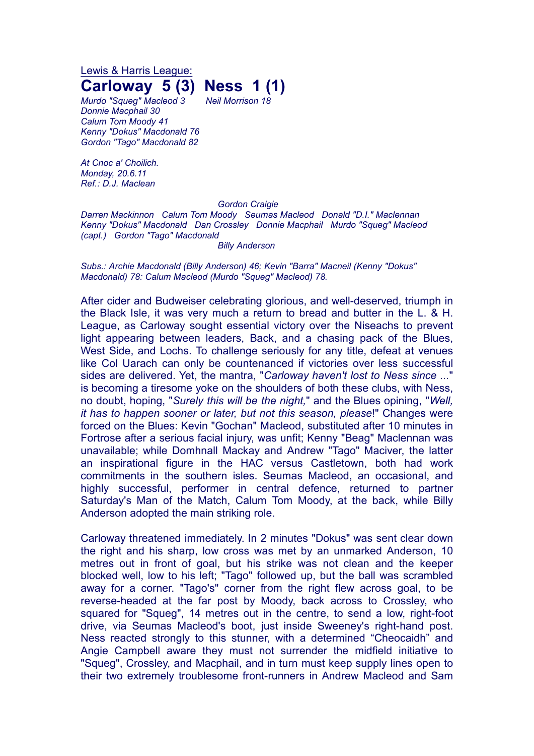Lewis & Harris League:

# Carloway 5 (3) Ness 1 (1)

*Murdo "Squeg" Macleod 3* *Neil Morrison 18*
*Donnie Macphail 30*
*Calum Tom Moody 41*
*Kenny "Dokus" Macdonald 76*
*Gordon "Tago" Macdonald 82*

*At Cnoc a' Choilich.*
*Monday, 20.6.11*
*Ref.: D.J. Maclean*

*Gordon Craigie*
*Darren Mackinnon Calum Tom Moody Seumas Macleod Donald "D.I." Maclennan*
*Kenny "Dokus" Macdonald Dan Crossley Donnie Macphail Murdo "Squeg" Macleod (capt.) Gordon "Tago" Macdonald*
*Billy Anderson*

*Subs.: Archie Macdonald (Billy Anderson) 46; Kevin "Barra" Macneil (Kenny "Dokus" Macdonald) 78: Calum Macleod (Murdo "Squeg" Macleod) 78.*

After cider and Budweiser celebrating glorious, and well-deserved, triumph in the Black Isle, it was very much a return to bread and butter in the L. & H. League, as Carloway sought essential victory over the Niseachs to prevent light appearing between leaders, Back, and a chasing pack of the Blues, West Side, and Lochs. To challenge seriously for any title, defeat at venues like Col Uarach can only be countenanced if victories over less successful sides are delivered. Yet, the mantra, "*Carloway haven't lost to Ness since ...*" is becoming a tiresome yoke on the shoulders of both these clubs, with Ness, no doubt, hoping, "*Surely this will be the night,*" and the Blues opining, "*Well, it has to happen sooner or later, but not this season, please*!" Changes were forced on the Blues: Kevin "Gochan" Macleod, substituted after 10 minutes in Fortrose after a serious facial injury, was unfit; Kenny "Beag" Maclennan was unavailable; while Domhnall Mackay and Andrew "Tago" Maciver, the latter an inspirational figure in the HAC versus Castletown, both had work commitments in the southern isles. Seumas Macleod, an occasional, and highly successful, performer in central defence, returned to partner Saturday's Man of the Match, Calum Tom Moody, at the back, while Billy Anderson adopted the main striking role.

Carloway threatened immediately. In 2 minutes "Dokus" was sent clear down the right and his sharp, low cross was met by an unmarked Anderson, 10 metres out in front of goal, but his strike was not clean and the keeper blocked well, low to his left; "Tago" followed up, but the ball was scrambled away for a corner. "Tago's" corner from the right flew across goal, to be reverse-headed at the far post by Moody, back across to Crossley, who squared for "Squeg", 14 metres out in the centre, to send a low, right-foot drive, via Seumas Macleod's boot, just inside Sweeney's right-hand post. Ness reacted strongly to this stunner, with a determined "Cheocaidh" and Angie Campbell aware they must not surrender the midfield initiative to "Squeg", Crossley, and Macphail, and in turn must keep supply lines open to their two extremely troublesome front-runners in Andrew Macleod and Sam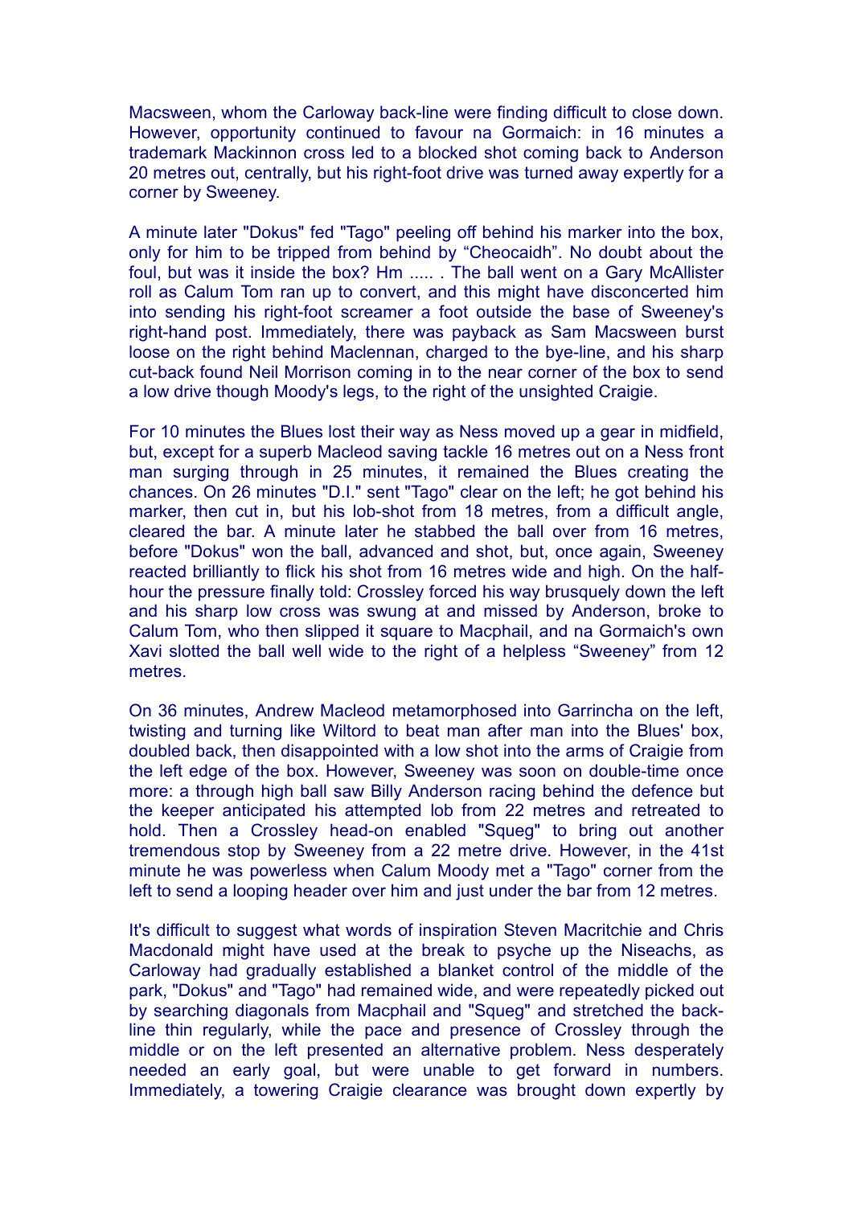Macsween, whom the Carloway back-line were finding difficult to close down. However, opportunity continued to favour na Gormaich: in 16 minutes a trademark Mackinnon cross led to a blocked shot coming back to Anderson 20 metres out, centrally, but his right-foot drive was turned away expertly for a corner by Sweeney.

A minute later "Dokus" fed "Tago" peeling off behind his marker into the box, only for him to be tripped from behind by “Cheocaidh”. No doubt about the foul, but was it inside the box? Hm ..... . The ball went on a Gary McAllister roll as Calum Tom ran up to convert, and this might have disconcerted him into sending his right-foot screamer a foot outside the base of Sweeney's right-hand post. Immediately, there was payback as Sam Macsween burst loose on the right behind Maclennan, charged to the bye-line, and his sharp cut-back found Neil Morrison coming in to the near corner of the box to send a low drive though Moody's legs, to the right of the unsighted Craigie.

For 10 minutes the Blues lost their way as Ness moved up a gear in midfield, but, except for a superb Macleod saving tackle 16 metres out on a Ness front man surging through in 25 minutes, it remained the Blues creating the chances. On 26 minutes "D.I." sent "Tago" clear on the left; he got behind his marker, then cut in, but his lob-shot from 18 metres, from a difficult angle, cleared the bar. A minute later he stabbed the ball over from 16 metres, before "Dokus" won the ball, advanced and shot, but, once again, Sweeney reacted brilliantly to flick his shot from 16 metres wide and high. On the half-hour the pressure finally told: Crossley forced his way brusquely down the left and his sharp low cross was swung at and missed by Anderson, broke to Calum Tom, who then slipped it square to Macphail, and na Gormaich's own Xavi slotted the ball well wide to the right of a helpless “Sweeney” from 12 metres.

On 36 minutes, Andrew Macleod metamorphosed into Garrincha on the left, twisting and turning like Wiltord to beat man after man into the Blues' box, doubled back, then disappointed with a low shot into the arms of Craigie from the left edge of the box. However, Sweeney was soon on double-time once more: a through high ball saw Billy Anderson racing behind the defence but the keeper anticipated his attempted lob from 22 metres and retreated to hold. Then a Crossley head-on enabled "Squeg" to bring out another tremendous stop by Sweeney from a 22 metre drive. However, in the 41st minute he was powerless when Calum Moody met a "Tago" corner from the left to send a looping header over him and just under the bar from 12 metres.

It's difficult to suggest what words of inspiration Steven Macritchie and Chris Macdonald might have used at the break to psyche up the Niseachs, as Carloway had gradually established a blanket control of the middle of the park, "Dokus" and "Tago" had remained wide, and were repeatedly picked out by searching diagonals from Macphail and "Squeg" and stretched the back-line thin regularly, while the pace and presence of Crossley through the middle or on the left presented an alternative problem. Ness desperately needed an early goal, but were unable to get forward in numbers. Immediately, a towering Craigie clearance was brought down expertly by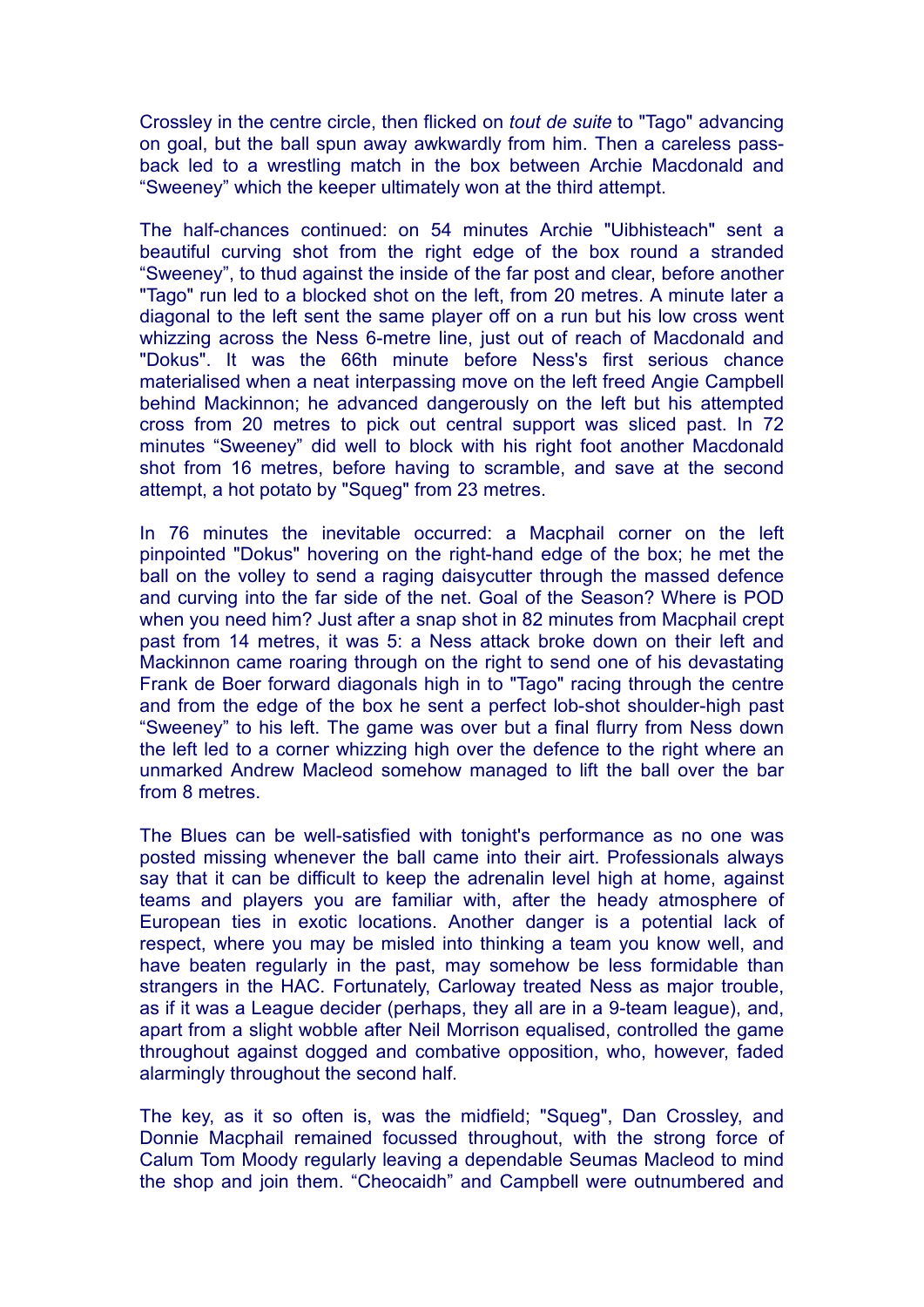Crossley in the centre circle, then flicked on *tout de suite* to "Tago" advancing on goal, but the ball spun away awkwardly from him. Then a careless pass-back led to a wrestling match in the box between Archie Macdonald and "Sweeney" which the keeper ultimately won at the third attempt.

The half-chances continued: on 54 minutes Archie "Uibhisteach" sent a beautiful curving shot from the right edge of the box round a stranded "Sweeney", to thud against the inside of the far post and clear, before another "Tago" run led to a blocked shot on the left, from 20 metres. A minute later a diagonal to the left sent the same player off on a run but his low cross went whizzing across the Ness 6-metre line, just out of reach of Macdonald and "Dokus". It was the 66th minute before Ness's first serious chance materialised when a neat interpassing move on the left freed Angie Campbell behind Mackinnon; he advanced dangerously on the left but his attempted cross from 20 metres to pick out central support was sliced past. In 72 minutes "Sweeney" did well to block with his right foot another Macdonald shot from 16 metres, before having to scramble, and save at the second attempt, a hot potato by "Squeg" from 23 metres.

In 76 minutes the inevitable occurred: a Macphail corner on the left pinpointed "Dokus" hovering on the right-hand edge of the box; he met the ball on the volley to send a raging daisycutter through the massed defence and curving into the far side of the net. Goal of the Season? Where is POD when you need him? Just after a snap shot in 82 minutes from Macphail crept past from 14 metres, it was 5: a Ness attack broke down on their left and Mackinnon came roaring through on the right to send one of his devastating Frank de Boer forward diagonals high in to "Tago" racing through the centre and from the edge of the box he sent a perfect lob-shot shoulder-high past "Sweeney" to his left. The game was over but a final flurry from Ness down the left led to a corner whizzing high over the defence to the right where an unmarked Andrew Macleod somehow managed to lift the ball over the bar from 8 metres.

The Blues can be well-satisfied with tonight's performance as no one was posted missing whenever the ball came into their airt. Professionals always say that it can be difficult to keep the adrenalin level high at home, against teams and players you are familiar with, after the heady atmosphere of European ties in exotic locations. Another danger is a potential lack of respect, where you may be misled into thinking a team you know well, and have beaten regularly in the past, may somehow be less formidable than strangers in the HAC. Fortunately, Carloway treated Ness as major trouble, as if it was a League decider (perhaps, they all are in a 9-team league), and, apart from a slight wobble after Neil Morrison equalised, controlled the game throughout against dogged and combative opposition, who, however, faded alarmingly throughout the second half.

The key, as it so often is, was the midfield; "Squeg", Dan Crossley, and Donnie Macphail remained focussed throughout, with the strong force of Calum Tom Moody regularly leaving a dependable Seumas Macleod to mind the shop and join them. "Cheocaidh" and Campbell were outnumbered and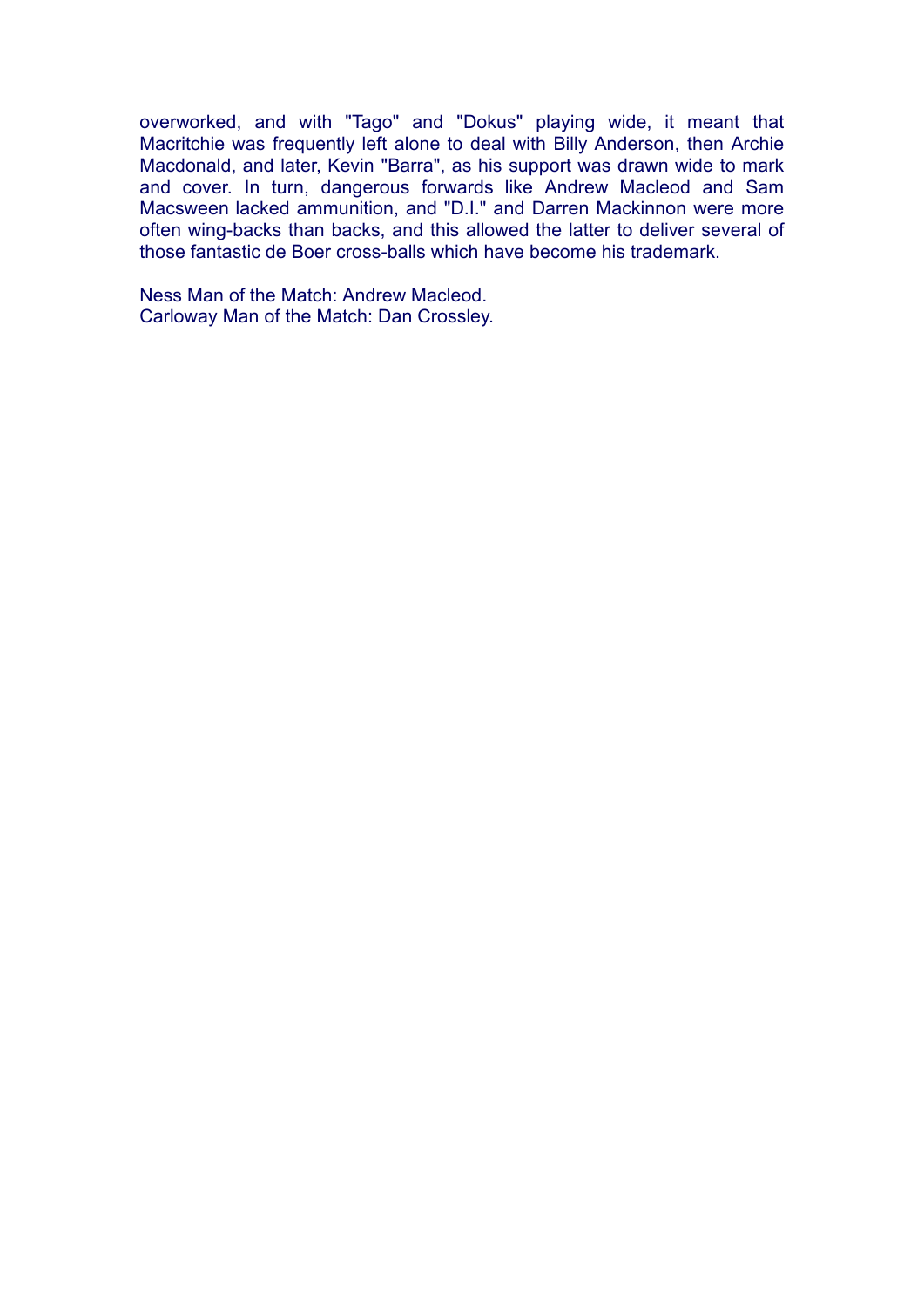overworked, and with "Tago" and "Dokus" playing wide, it meant that Macritchie was frequently left alone to deal with Billy Anderson, then Archie Macdonald, and later, Kevin "Barra", as his support was drawn wide to mark and cover. In turn, dangerous forwards like Andrew Macleod and Sam Macsween lacked ammunition, and "D.I." and Darren Mackinnon were more often wing-backs than backs, and this allowed the latter to deliver several of those fantastic de Boer cross-balls which have become his trademark.

Ness Man of the Match: Andrew Macleod.
Carloway Man of the Match: Dan Crossley.